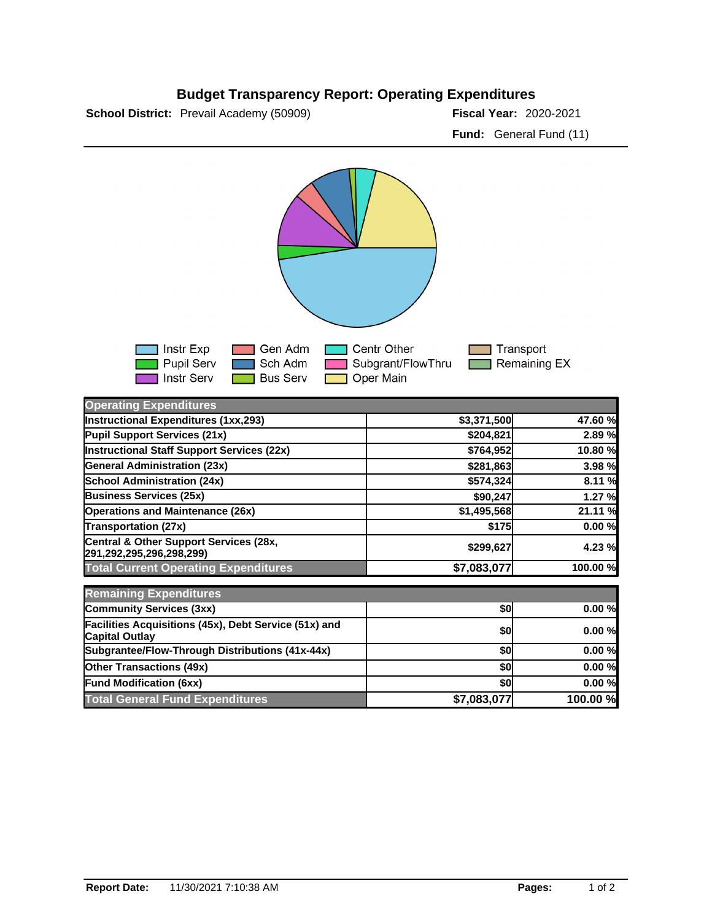# Budget Transparency Report: Operating Expenditures

**School District:** Prevail Academy (50909)

**Fiscal Year:** 2020-2021

**Fund:** General Fund (11)

Instr Exp | Pupil Serv | Instr Serv | Gen Adm | Sch Adm | Bus Serv | Centr Other | Subgrant/FlowThru | Oper Main | Transport | Remaining EX

| Operating Expenditures | | |
|---|---|---|
| Instructional Expenditures (1xx,293) | $3,371,500 | 47.60 % |
| Pupil Support Services (21x) | $204,821 | 2.89 % |
| Instructional Staff Support Services (22x) | $764,952 | 10.80 % |
| General Administration (23x) | $281,863 | 3.98 % |
| School Administration (24x) | $574,324 | 8.11 % |
| Business Services (25x) | $90,247 | 1.27 % |
| Operations and Maintenance (26x) | $1,495,568 | 21.11 % |
| Transportation (27x) | $175 | 0.00 % |
| Central & Other Support Services (28x, 291,292,295,296,298,299) | $299,627 | 4.23 % |
| **Total Current Operating Expenditures** | **$7,083,077** | **100.00 %** |

| Remaining Expenditures | | |
|---|---|---|
| Community Services (3xx) | $0 | 0.00 % |
| Facilities Acquisitions (45x), Debt Service (51x) and Capital Outlay | $0 | 0.00 % |
| Subgrantee/Flow-Through Distributions (41x-44x) | $0 | 0.00 % |
| Other Transactions (49x) | $0 | 0.00 % |
| Fund Modification (6xx) | $0 | 0.00 % |
| **Total General Fund Expenditures** | **$7,083,077** | **100.00 %** |

**Report Date:** 11/30/2021 7:10:38 AM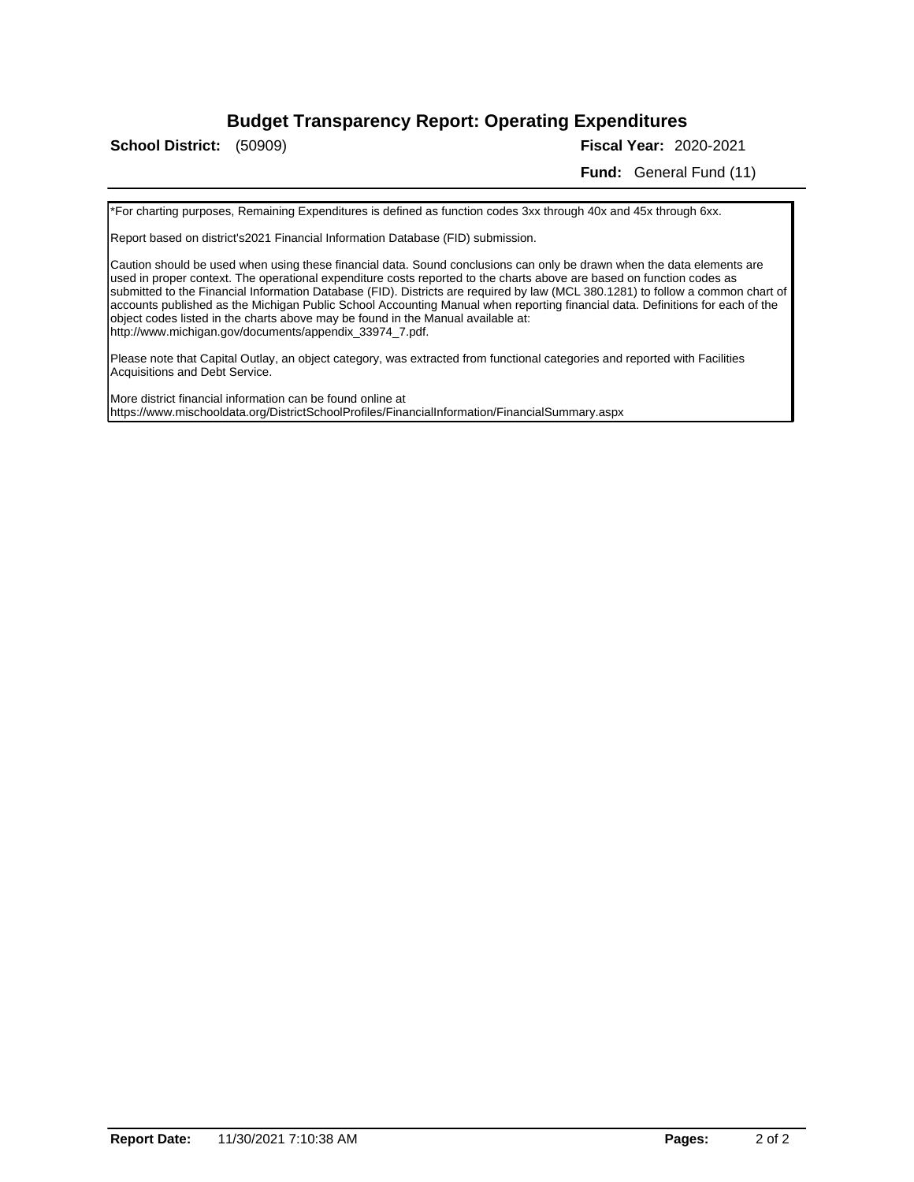# Budget Transparency Report: Operating Expenditures

**School District:** (50909) **Fiscal Year:** 2020-2021

**Fund:** General Fund (11)

*For charting purposes, Remaining Expenditures is defined as function codes 3xx through 40x and 45x through 6xx.

Report based on district's2021 Financial Information Database (FID) submission.

Caution should be used when using these financial data. Sound conclusions can only be drawn when the data elements are used in proper context. The operational expenditure costs reported to the charts above are based on function codes as submitted to the Financial Information Database (FID). Districts are required by law (MCL 380.1281) to follow a common chart of accounts published as the Michigan Public School Accounting Manual when reporting financial data. Definitions for each of the object codes listed in the charts above may be found in the Manual available at: http://www.michigan.gov/documents/appendix_33974_7.pdf.

Please note that Capital Outlay, an object category, was extracted from functional categories and reported with Facilities Acquisitions and Debt Service.

More district financial information can be found online at https://www.mischooldata.org/DistrictSchoolProfiles/FinancialInformation/FinancialSummary.aspx

**Report Date:** 11/30/2021 7:10:38 AM